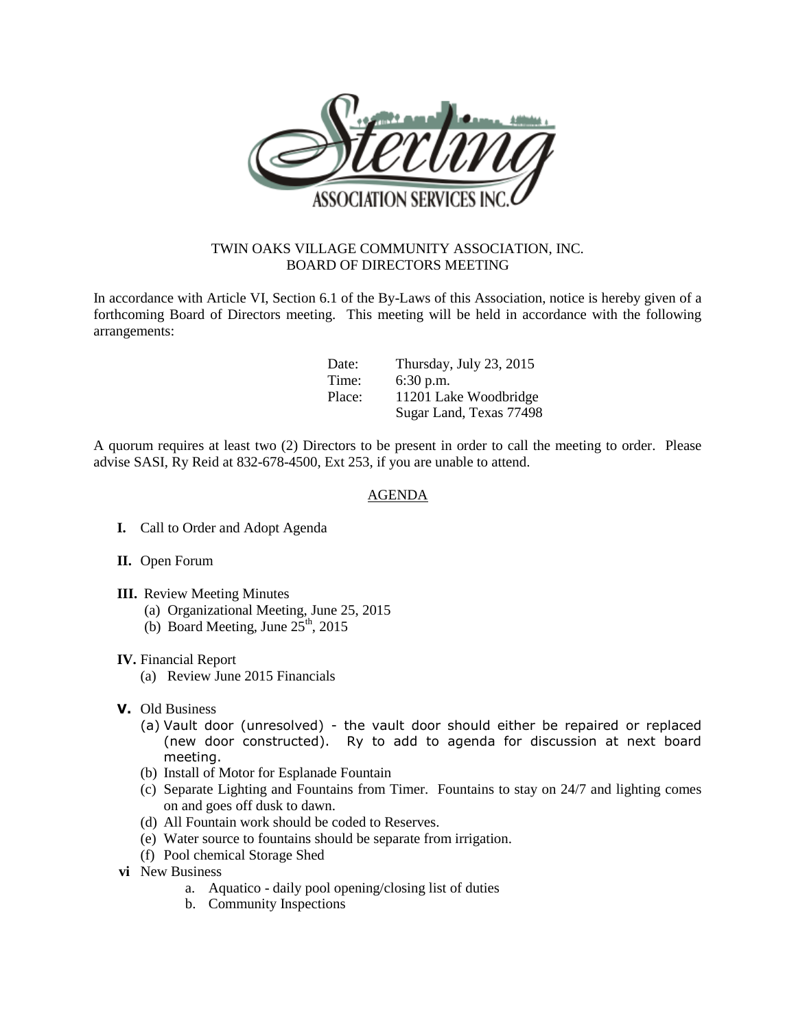Sterling Association Services Inc.

TWIN OAKS VILLAGE COMMUNITY ASSOCIATION, INC.
BOARD OF DIRECTORS MEETING

In accordance with Article VI, Section 6.1 of the By-Laws of this Association, notice is hereby given of a forthcoming Board of Directors meeting. This meeting will be held in accordance with the following arrangements:

Date: Thursday, July 23, 2015
Time: 6:30 p.m.
Place: 11201 Lake Woodbridge
Sugar Land, Texas 77498

A quorum requires at least two (2) Directors to be present in order to call the meeting to order. Please advise SASI, Ry Reid at 832-678-4500, Ext 253, if you are unable to attend.

## AGENDA

**I.** Call to Order and Adopt Agenda

**II.** Open Forum

**III.** Review Meeting Minutes
- (a) Organizational Meeting, June 25, 2015
- (b) Board Meeting, June 25th, 2015

**IV.** Financial Report
- (a) Review June 2015 Financials

**V.** Old Business
- (a) Vault door (unresolved) - the vault door should either be repaired or replaced (new door constructed). Ry to add to agenda for discussion at next board meeting.
- (b) Install of Motor for Esplanade Fountain
- (c) Separate Lighting and Fountains from Timer. Fountains to stay on 24/7 and lighting comes on and goes off dusk to dawn.
- (d) All Fountain work should be coded to Reserves.
- (e) Water source to fountains should be separate from irrigation.
- (f) Pool chemical Storage Shed

**vi** New Business
- a. Aquatico - daily pool opening/closing list of duties
- b. Community Inspections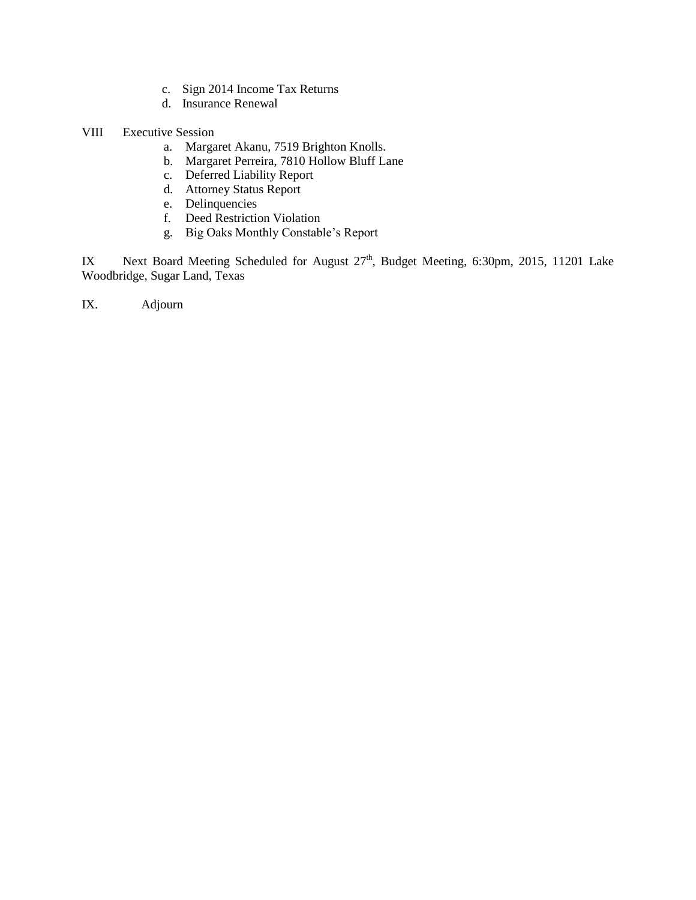c. Sign 2014 Income Tax Returns
d. Insurance Renewal

VIII Executive Session

a. Margaret Akanu, 7519 Brighton Knolls.
b. Margaret Perreira, 7810 Hollow Bluff Lane
c. Deferred Liability Report
d. Attorney Status Report
e. Delinquencies
f. Deed Restriction Violation
g. Big Oaks Monthly Constable's Report

IX Next Board Meeting Scheduled for August 27th, Budget Meeting, 6:30pm, 2015, 11201 Lake Woodbridge, Sugar Land, Texas

IX. Adjourn